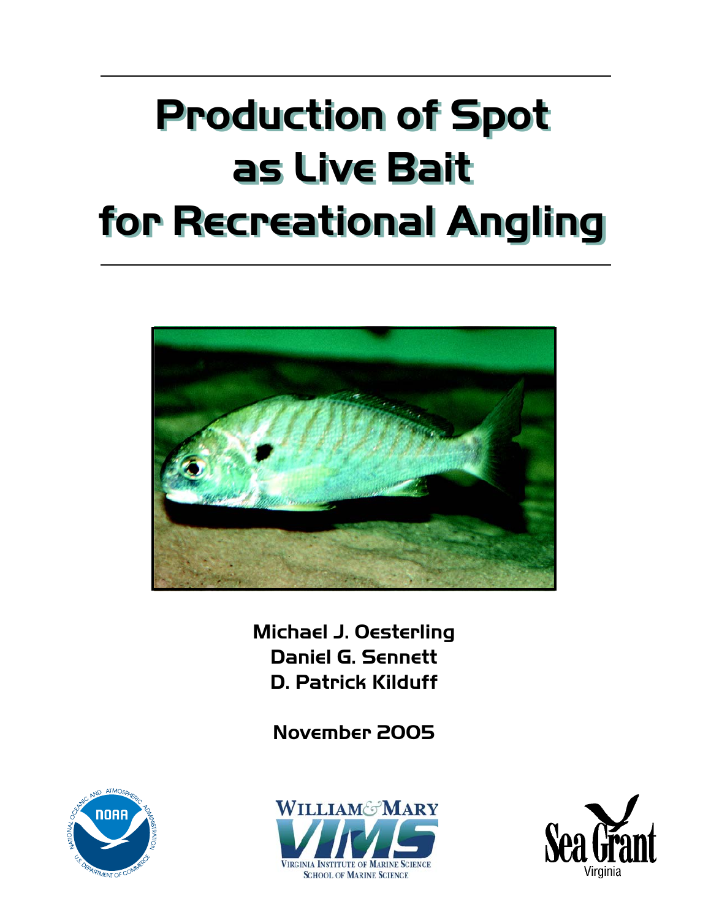# Production of Spot as Live Bait for Recreational Angling

Michael J. Oesterling
Daniel G. Sennett
D. Patrick Kilduff

November 2005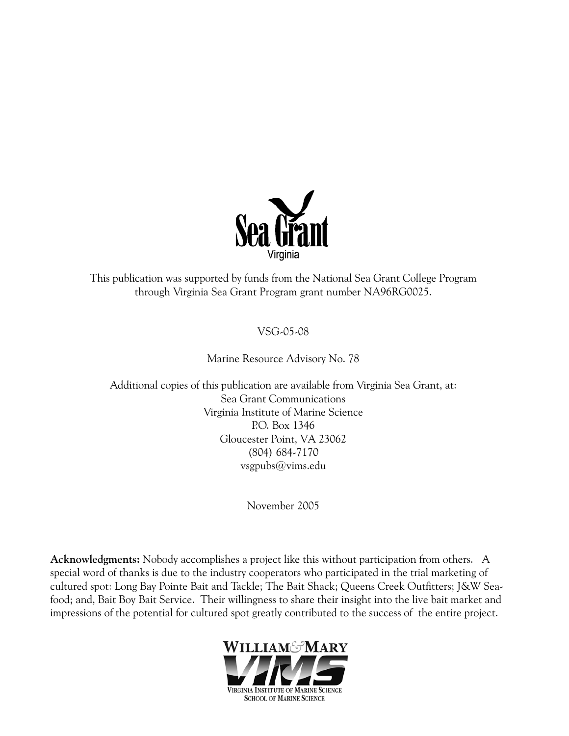Sea Grant
Virginia

This publication was supported by funds from the National Sea Grant College Program through Virginia Sea Grant Program grant number NA96RG0025.

VSG-05-08

Marine Resource Advisory No. 78

Additional copies of this publication are available from Virginia Sea Grant, at:
Sea Grant Communications
Virginia Institute of Marine Science
P.O. Box 1346
Gloucester Point, VA 23062
(804) 684-7170
vsgpubs@vims.edu

November 2005

**Acknowledgments:** Nobody accomplishes a project like this without participation from others. A special word of thanks is due to the industry cooperators who participated in the trial marketing of cultured spot: Long Bay Pointe Bait and Tackle; The Bait Shack; Queens Creek Outfitters; J&W Seafood; and, Bait Boy Bait Service. Their willingness to share their insight into the live bait market and impressions of the potential for cultured spot greatly contributed to the success of the entire project.

WILLIAM & MARY
VIMS
VIRGINIA INSTITUTE OF MARINE SCIENCE
SCHOOL OF MARINE SCIENCE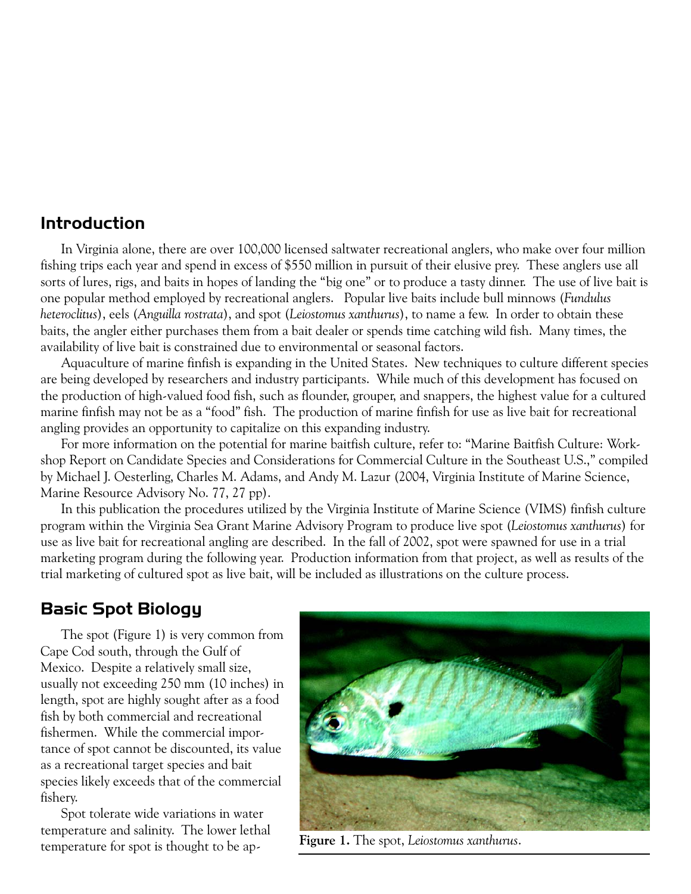## Introduction

In Virginia alone, there are over 100,000 licensed saltwater recreational anglers, who make over four million fishing trips each year and spend in excess of $550 million in pursuit of their elusive prey. These anglers use all sorts of lures, rigs, and baits in hopes of landing the "big one" or to produce a tasty dinner. The use of live bait is one popular method employed by recreational anglers. Popular live baits include bull minnows (*Fundulus heteroclitus*), eels (*Anguilla rostrata*), and spot (*Leiostomus xanthurus*), to name a few. In order to obtain these baits, the angler either purchases them from a bait dealer or spends time catching wild fish. Many times, the availability of live bait is constrained due to environmental or seasonal factors.

Aquaculture of marine finfish is expanding in the United States. New techniques to culture different species are being developed by researchers and industry participants. While much of this development has focused on the production of high-valued food fish, such as flounder, grouper, and snappers, the highest value for a cultured marine finfish may not be as a "food" fish. The production of marine finfish for use as live bait for recreational angling provides an opportunity to capitalize on this expanding industry.

For more information on the potential for marine baitfish culture, refer to: "Marine Baitfish Culture: Workshop Report on Candidate Species and Considerations for Commercial Culture in the Southeast U.S.," compiled by Michael J. Oesterling, Charles M. Adams, and Andy M. Lazur (2004, Virginia Institute of Marine Science, Marine Resource Advisory No. 77, 27 pp).

In this publication the procedures utilized by the Virginia Institute of Marine Science (VIMS) finfish culture program within the Virginia Sea Grant Marine Advisory Program to produce live spot (*Leiostomus xanthurus*) for use as live bait for recreational angling are described. In the fall of 2002, spot were spawned for use in a trial marketing program during the following year. Production information from that project, as well as results of the trial marketing of cultured spot as live bait, will be included as illustrations on the culture process.

## Basic Spot Biology

The spot (Figure 1) is very common from Cape Cod south, through the Gulf of Mexico. Despite a relatively small size, usually not exceeding 250 mm (10 inches) in length, spot are highly sought after as a food fish by both commercial and recreational fishermen. While the commercial importance of spot cannot be discounted, its value as a recreational target species and bait species likely exceeds that of the commercial fishery.

**Figure 1.** The spot, *Leiostomus xanthurus*.

Spot tolerate wide variations in water temperature and salinity. The lower lethal temperature for spot is thought to be ap-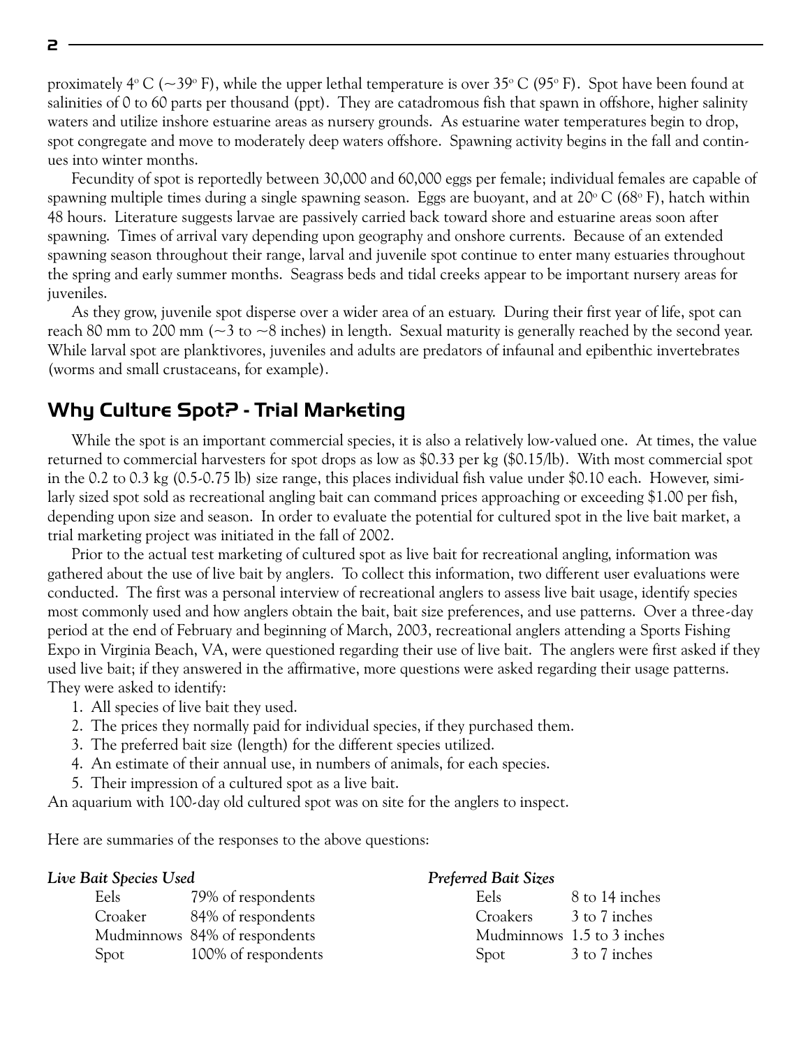proximately 4° C (~39° F), while the upper lethal temperature is over 35° C (95° F). Spot have been found at salinities of 0 to 60 parts per thousand (ppt). They are catadromous fish that spawn in offshore, higher salinity waters and utilize inshore estuarine areas as nursery grounds. As estuarine water temperatures begin to drop, spot congregate and move to moderately deep waters offshore. Spawning activity begins in the fall and continues into winter months.

Fecundity of spot is reportedly between 30,000 and 60,000 eggs per female; individual females are capable of spawning multiple times during a single spawning season. Eggs are buoyant, and at 20° C (68° F), hatch within 48 hours. Literature suggests larvae are passively carried back toward shore and estuarine areas soon after spawning. Times of arrival vary depending upon geography and onshore currents. Because of an extended spawning season throughout their range, larval and juvenile spot continue to enter many estuaries throughout the spring and early summer months. Seagrass beds and tidal creeks appear to be important nursery areas for juveniles.

As they grow, juvenile spot disperse over a wider area of an estuary. During their first year of life, spot can reach 80 mm to 200 mm (~3 to ~8 inches) in length. Sexual maturity is generally reached by the second year. While larval spot are planktivores, juveniles and adults are predators of infaunal and epibenthic invertebrates (worms and small crustaceans, for example).

## Why Culture Spot? - Trial Marketing

While the spot is an important commercial species, it is also a relatively low-valued one. At times, the value returned to commercial harvesters for spot drops as low as $0.33 per kg ($0.15/lb). With most commercial spot in the 0.2 to 0.3 kg (0.5-0.75 lb) size range, this places individual fish value under $0.10 each. However, similarly sized spot sold as recreational angling bait can command prices approaching or exceeding $1.00 per fish, depending upon size and season. In order to evaluate the potential for cultured spot in the live bait market, a trial marketing project was initiated in the fall of 2002.

Prior to the actual test marketing of cultured spot as live bait for recreational angling, information was gathered about the use of live bait by anglers. To collect this information, two different user evaluations were conducted. The first was a personal interview of recreational anglers to assess live bait usage, identify species most commonly used and how anglers obtain the bait, bait size preferences, and use patterns. Over a three-day period at the end of February and beginning of March, 2003, recreational anglers attending a Sports Fishing Expo in Virginia Beach, VA, were questioned regarding their use of live bait. The anglers were first asked if they used live bait; if they answered in the affirmative, more questions were asked regarding their usage patterns. They were asked to identify:

1. All species of live bait they used.
2. The prices they normally paid for individual species, if they purchased them.
3. The preferred bait size (length) for the different species utilized.
4. An estimate of their annual use, in numbers of animals, for each species.
5. Their impression of a cultured spot as a live bait.

An aquarium with 100-day old cultured spot was on site for the anglers to inspect.

Here are summaries of the responses to the above questions:

***Live Bait Species Used***

| | |
|---|---|
| Eels | 79% of respondents |
| Croaker | 84% of respondents |
| Mudminnows | 84% of respondents |
| Spot | 100% of respondents |

***Preferred Bait Sizes***

| | |
|---|---|
| Eels | 8 to 14 inches |
| Croakers | 3 to 7 inches |
| Mudminnows | 1.5 to 3 inches |
| Spot | 3 to 7 inches |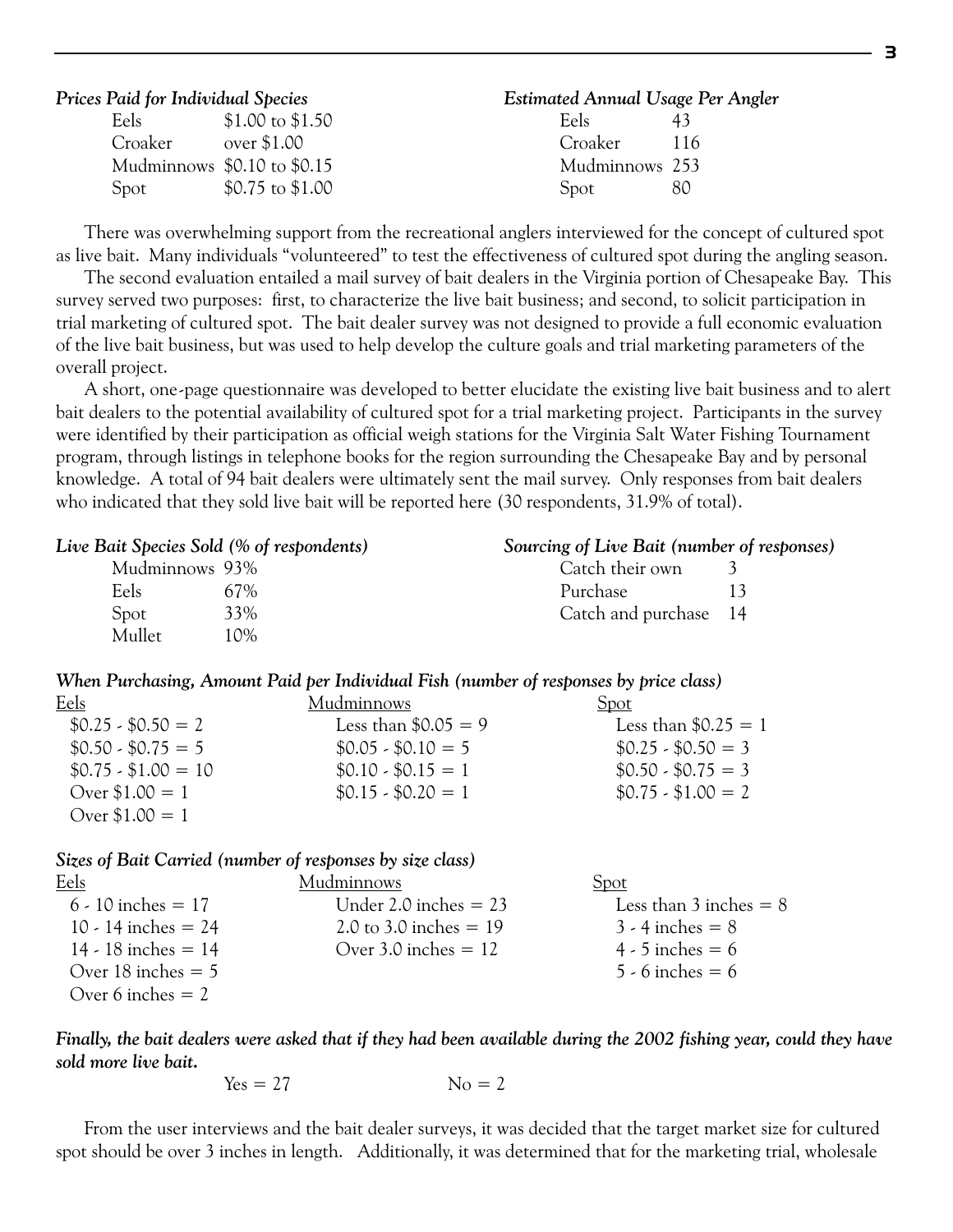*Prices Paid for Individual Species*

| Species | Price |
|---|---|
| Eels | $1.00 to $1.50 |
| Croaker | over $1.00 |
| Mudminnows | $0.10 to $0.15 |
| Spot | $0.75 to $1.00 |

*Estimated Annual Usage Per Angler*

| Species | Usage |
|---|---|
| Eels | 43 |
| Croaker | 116 |
| Mudminnows | 253 |
| Spot | 80 |

There was overwhelming support from the recreational anglers interviewed for the concept of cultured spot as live bait. Many individuals "volunteered" to test the effectiveness of cultured spot during the angling season.

The second evaluation entailed a mail survey of bait dealers in the Virginia portion of Chesapeake Bay. This survey served two purposes: first, to characterize the live bait business; and second, to solicit participation in trial marketing of cultured spot. The bait dealer survey was not designed to provide a full economic evaluation of the live bait business, but was used to help develop the culture goals and trial marketing parameters of the overall project.

A short, one-page questionnaire was developed to better elucidate the existing live bait business and to alert bait dealers to the potential availability of cultured spot for a trial marketing project. Participants in the survey were identified by their participation as official weigh stations for the Virginia Salt Water Fishing Tournament program, through listings in telephone books for the region surrounding the Chesapeake Bay and by personal knowledge. A total of 94 bait dealers were ultimately sent the mail survey. Only responses from bait dealers who indicated that they sold live bait will be reported here (30 respondents, 31.9% of total).

*Live Bait Species Sold (% of respondents)*

| Species | % |
|---|---|
| Mudminnows | 93% |
| Eels | 67% |
| Spot | 33% |
| Mullet | 10% |

*Sourcing of Live Bait (number of responses)*

| Source | Responses |
|---|---|
| Catch their own | 3 |
| Purchase | 13 |
| Catch and purchase | 14 |

*When Purchasing, Amount Paid per Individual Fish (number of responses by price class)*

| Eels | Mudminnows | Spot |
|---|---|---|
| $0.25 - $0.50 = 2 | Less than $0.05 = 9 | Less than $0.25 = 1 |
| $0.50 - $0.75 = 5 | $0.05 - $0.10 = 5 | $0.25 - $0.50 = 3 |
| $0.75 - $1.00 = 10 | $0.10 - $0.15 = 1 | $0.50 - $0.75 = 3 |
| Over $1.00 = 1 | $0.15 - $0.20 = 1 | $0.75 - $1.00 = 2 |
| Over $1.00 = 1 | | |

*Sizes of Bait Carried (number of responses by size class)*

| Eels | Mudminnows | Spot |
|---|---|---|
| 6 - 10 inches = 17 | Under 2.0 inches = 23 | Less than 3 inches = 8 |
| 10 - 14 inches = 24 | 2.0 to 3.0 inches = 19 | 3 - 4 inches = 8 |
| 14 - 18 inches = 14 | Over 3.0 inches = 12 | 4 - 5 inches = 6 |
| Over 18 inches = 5 | | 5 - 6 inches = 6 |
| Over 6 inches = 2 | | |

***Finally, the bait dealers were asked that if they had been available during the 2002 fishing year, could they have sold more live bait.***

Yes = 27　　　　No = 2

From the user interviews and the bait dealer surveys, it was decided that the target market size for cultured spot should be over 3 inches in length. Additionally, it was determined that for the marketing trial, wholesale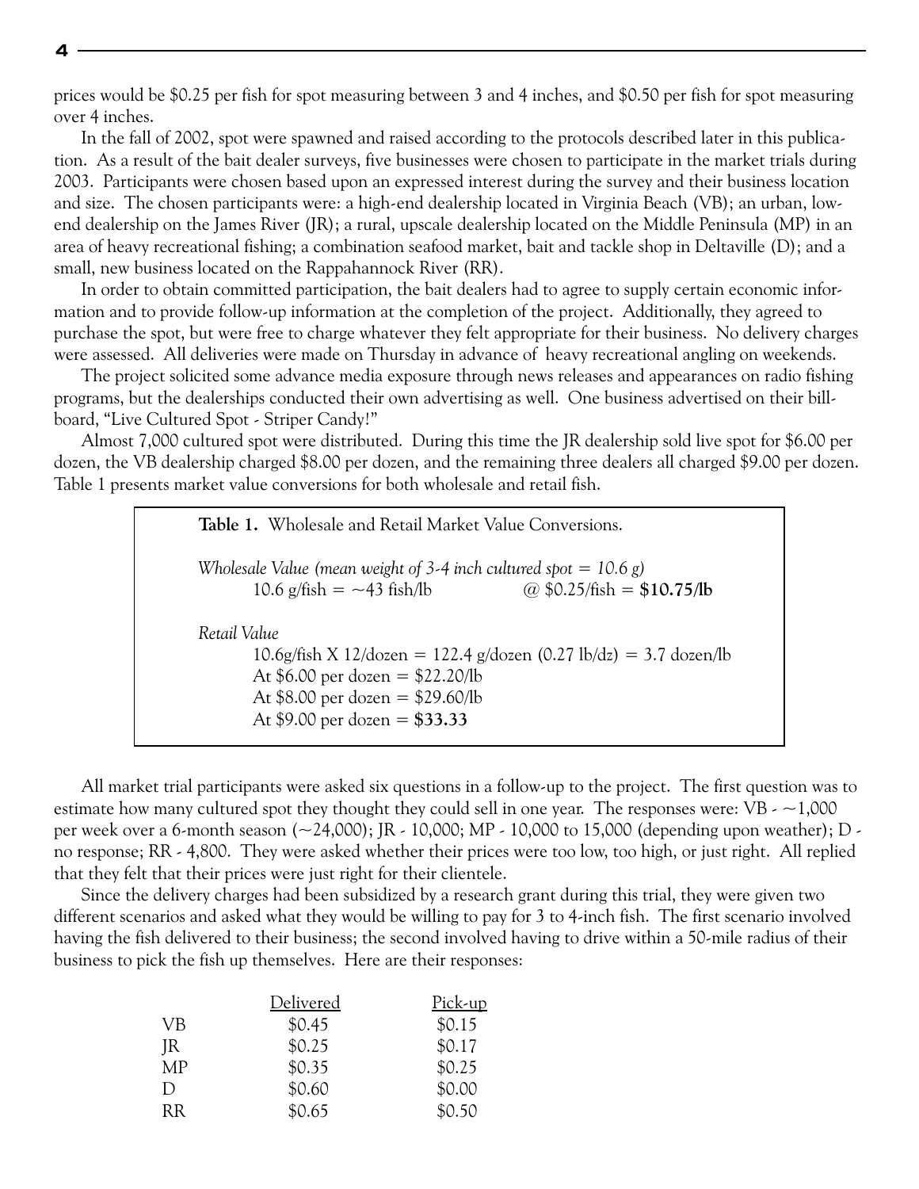prices would be $0.25 per fish for spot measuring between 3 and 4 inches, and $0.50 per fish for spot measuring over 4 inches.

In the fall of 2002, spot were spawned and raised according to the protocols described later in this publication. As a result of the bait dealer surveys, five businesses were chosen to participate in the market trials during 2003. Participants were chosen based upon an expressed interest during the survey and their business location and size. The chosen participants were: a high-end dealership located in Virginia Beach (VB); an urban, low-end dealership on the James River (JR); a rural, upscale dealership located on the Middle Peninsula (MP) in an area of heavy recreational fishing; a combination seafood market, bait and tackle shop in Deltaville (D); and a small, new business located on the Rappahannock River (RR).

In order to obtain committed participation, the bait dealers had to agree to supply certain economic information and to provide follow-up information at the completion of the project. Additionally, they agreed to purchase the spot, but were free to charge whatever they felt appropriate for their business. No delivery charges were assessed. All deliveries were made on Thursday in advance of heavy recreational angling on weekends.

The project solicited some advance media exposure through news releases and appearances on radio fishing programs, but the dealerships conducted their own advertising as well. One business advertised on their billboard, "Live Cultured Spot - Striper Candy!"

Almost 7,000 cultured spot were distributed. During this time the JR dealership sold live spot for $6.00 per dozen, the VB dealership charged $8.00 per dozen, and the remaining three dealers all charged $9.00 per dozen. Table 1 presents market value conversions for both wholesale and retail fish.

**Table 1.** Wholesale and Retail Market Value Conversions.

*Wholesale Value (mean weight of 3-4 inch cultured spot = 10.6 g)*

10.6 g/fish = ~43 fish/lb @ $0.25/fish = **$10.75/lb**

*Retail Value*

10.6g/fish X 12/dozen = 122.4 g/dozen (0.27 lb/dz) = 3.7 dozen/lb

At $6.00 per dozen = $22.20/lb

At $8.00 per dozen = $29.60/lb

At $9.00 per dozen = **$33.33**

All market trial participants were asked six questions in a follow-up to the project. The first question was to estimate how many cultured spot they thought they could sell in one year. The responses were: VB - ~1,000 per week over a 6-month season (~24,000); JR - 10,000; MP - 10,000 to 15,000 (depending upon weather); D - no response; RR - 4,800. They were asked whether their prices were too low, too high, or just right. All replied that they felt that their prices were just right for their clientele.

Since the delivery charges had been subsidized by a research grant during this trial, they were given two different scenarios and asked what they would be willing to pay for 3 to 4-inch fish. The first scenario involved having the fish delivered to their business; the second involved having to drive within a 50-mile radius of their business to pick the fish up themselves. Here are their responses:

| | Delivered | Pick-up |
|---|---|---|
| VB | $0.45 | $0.15 |
| JR | $0.25 | $0.17 |
| MP | $0.35 | $0.25 |
| D | $0.60 | $0.00 |
| RR | $0.65 | $0.50 |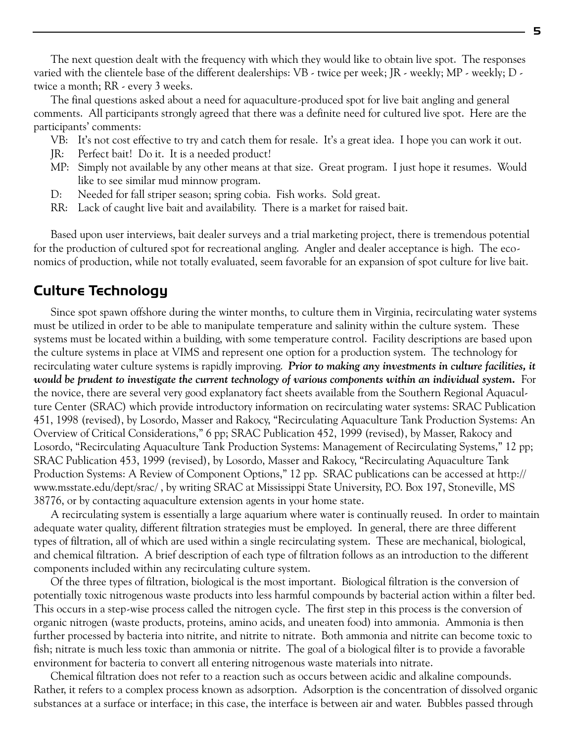The next question dealt with the frequency with which they would like to obtain live spot. The responses varied with the clientele base of the different dealerships: VB - twice per week; JR - weekly; MP - weekly; D - twice a month; RR - every 3 weeks.

The final questions asked about a need for aquaculture-produced spot for live bait angling and general comments. All participants strongly agreed that there was a definite need for cultured live spot. Here are the participants' comments:

VB: It's not cost effective to try and catch them for resale. It's a great idea. I hope you can work it out.

JR: Perfect bait! Do it. It is a needed product!

MP: Simply not available by any other means at that size. Great program. I just hope it resumes. Would like to see similar mud minnow program.

D: Needed for fall striper season; spring cobia. Fish works. Sold great.

RR: Lack of caught live bait and availability. There is a market for raised bait.

Based upon user interviews, bait dealer surveys and a trial marketing project, there is tremendous potential for the production of cultured spot for recreational angling. Angler and dealer acceptance is high. The economics of production, while not totally evaluated, seem favorable for an expansion of spot culture for live bait.

## Culture Technology

Since spot spawn offshore during the winter months, to culture them in Virginia, recirculating water systems must be utilized in order to be able to manipulate temperature and salinity within the culture system. These systems must be located within a building, with some temperature control. Facility descriptions are based upon the culture systems in place at VIMS and represent one option for a production system. The technology for recirculating water culture systems is rapidly improving. ***Prior to making any investments in culture facilities, it would be prudent to investigate the current technology of various components within an individual system.*** For the novice, there are several very good explanatory fact sheets available from the Southern Regional Aquaculture Center (SRAC) which provide introductory information on recirculating water systems: SRAC Publication 451, 1998 (revised), by Losordo, Masser and Rakocy, "Recirculating Aquaculture Tank Production Systems: An Overview of Critical Considerations," 6 pp; SRAC Publication 452, 1999 (revised), by Masser, Rakocy and Losordo, "Recirculating Aquaculture Tank Production Systems: Management of Recirculating Systems," 12 pp; SRAC Publication 453, 1999 (revised), by Losordo, Masser and Rakocy, "Recirculating Aquaculture Tank Production Systems: A Review of Component Options," 12 pp. SRAC publications can be accessed at http://www.msstate.edu/dept/srac/ , by writing SRAC at Mississippi State University, P.O. Box 197, Stoneville, MS 38776, or by contacting aquaculture extension agents in your home state.

A recirculating system is essentially a large aquarium where water is continually reused. In order to maintain adequate water quality, different filtration strategies must be employed. In general, there are three different types of filtration, all of which are used within a single recirculating system. These are mechanical, biological, and chemical filtration. A brief description of each type of filtration follows as an introduction to the different components included within any recirculating culture system.

Of the three types of filtration, biological is the most important. Biological filtration is the conversion of potentially toxic nitrogenous waste products into less harmful compounds by bacterial action within a filter bed. This occurs in a step-wise process called the nitrogen cycle. The first step in this process is the conversion of organic nitrogen (waste products, proteins, amino acids, and uneaten food) into ammonia. Ammonia is then further processed by bacteria into nitrite, and nitrite to nitrate. Both ammonia and nitrite can become toxic to fish; nitrate is much less toxic than ammonia or nitrite. The goal of a biological filter is to provide a favorable environment for bacteria to convert all entering nitrogenous waste materials into nitrate.

Chemical filtration does not refer to a reaction such as occurs between acidic and alkaline compounds. Rather, it refers to a complex process known as adsorption. Adsorption is the concentration of dissolved organic substances at a surface or interface; in this case, the interface is between air and water. Bubbles passed through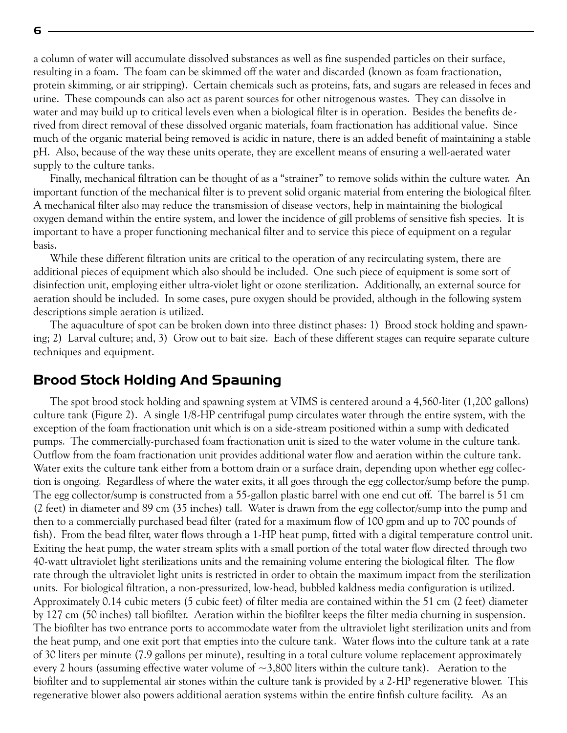a column of water will accumulate dissolved substances as well as fine suspended particles on their surface, resulting in a foam. The foam can be skimmed off the water and discarded (known as foam fractionation, protein skimming, or air stripping). Certain chemicals such as proteins, fats, and sugars are released in feces and urine. These compounds can also act as parent sources for other nitrogenous wastes. They can dissolve in water and may build up to critical levels even when a biological filter is in operation. Besides the benefits derived from direct removal of these dissolved organic materials, foam fractionation has additional value. Since much of the organic material being removed is acidic in nature, there is an added benefit of maintaining a stable pH. Also, because of the way these units operate, they are excellent means of ensuring a well-aerated water supply to the culture tanks.

Finally, mechanical filtration can be thought of as a "strainer" to remove solids within the culture water. An important function of the mechanical filter is to prevent solid organic material from entering the biological filter. A mechanical filter also may reduce the transmission of disease vectors, help in maintaining the biological oxygen demand within the entire system, and lower the incidence of gill problems of sensitive fish species. It is important to have a proper functioning mechanical filter and to service this piece of equipment on a regular basis.

While these different filtration units are critical to the operation of any recirculating system, there are additional pieces of equipment which also should be included. One such piece of equipment is some sort of disinfection unit, employing either ultra-violet light or ozone sterilization. Additionally, an external source for aeration should be included. In some cases, pure oxygen should be provided, although in the following system descriptions simple aeration is utilized.

The aquaculture of spot can be broken down into three distinct phases: 1) Brood stock holding and spawning; 2) Larval culture; and, 3) Grow out to bait size. Each of these different stages can require separate culture techniques and equipment.

## Brood Stock Holding And Spawning

The spot brood stock holding and spawning system at VIMS is centered around a 4,560-liter (1,200 gallons) culture tank (Figure 2). A single 1/8-HP centrifugal pump circulates water through the entire system, with the exception of the foam fractionation unit which is on a side-stream positioned within a sump with dedicated pumps. The commercially-purchased foam fractionation unit is sized to the water volume in the culture tank. Outflow from the foam fractionation unit provides additional water flow and aeration within the culture tank. Water exits the culture tank either from a bottom drain or a surface drain, depending upon whether egg collection is ongoing. Regardless of where the water exits, it all goes through the egg collector/sump before the pump. The egg collector/sump is constructed from a 55-gallon plastic barrel with one end cut off. The barrel is 51 cm (2 feet) in diameter and 89 cm (35 inches) tall. Water is drawn from the egg collector/sump into the pump and then to a commercially purchased bead filter (rated for a maximum flow of 100 gpm and up to 700 pounds of fish). From the bead filter, water flows through a 1-HP heat pump, fitted with a digital temperature control unit. Exiting the heat pump, the water stream splits with a small portion of the total water flow directed through two 40-watt ultraviolet light sterilizations units and the remaining volume entering the biological filter. The flow rate through the ultraviolet light units is restricted in order to obtain the maximum impact from the sterilization units. For biological filtration, a non-pressurized, low-head, bubbled kaldness media configuration is utilized. Approximately 0.14 cubic meters (5 cubic feet) of filter media are contained within the 51 cm (2 feet) diameter by 127 cm (50 inches) tall biofilter. Aeration within the biofilter keeps the filter media churning in suspension. The biofilter has two entrance ports to accommodate water from the ultraviolet light sterilization units and from the heat pump, and one exit port that empties into the culture tank. Water flows into the culture tank at a rate of 30 liters per minute (7.9 gallons per minute), resulting in a total culture volume replacement approximately every 2 hours (assuming effective water volume of ~3,800 liters within the culture tank). Aeration to the biofilter and to supplemental air stones within the culture tank is provided by a 2-HP regenerative blower. This regenerative blower also powers additional aeration systems within the entire finfish culture facility. As an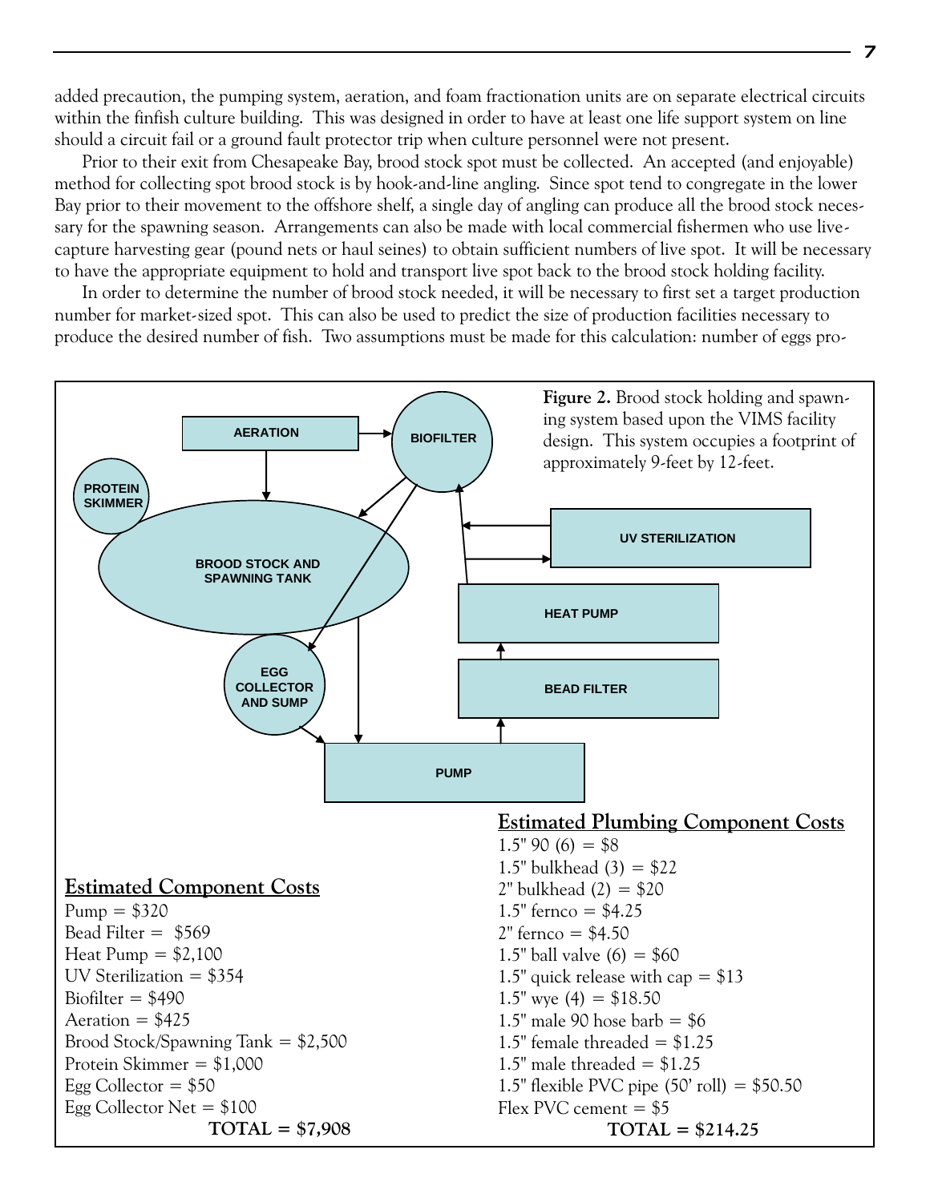added precaution, the pumping system, aeration, and foam fractionation units are on separate electrical circuits within the finfish culture building. This was designed in order to have at least one life support system on line should a circuit fail or a ground fault protector trip when culture personnel were not present.

Prior to their exit from Chesapeake Bay, brood stock spot must be collected. An accepted (and enjoyable) method for collecting spot brood stock is by hook-and-line angling. Since spot tend to congregate in the lower Bay prior to their movement to the offshore shelf, a single day of angling can produce all the brood stock necessary for the spawning season. Arrangements can also be made with local commercial fishermen who use live-capture harvesting gear (pound nets or haul seines) to obtain sufficient numbers of live spot. It will be necessary to have the appropriate equipment to hold and transport live spot back to the brood stock holding facility.

In order to determine the number of brood stock needed, it will be necessary to first set a target production number for market-sized spot. This can also be used to predict the size of production facilities necessary to produce the desired number of fish. Two assumptions must be made for this calculation: number of eggs pro-

AERATION

BIOFILTER

PROTEIN SKIMMER

BROOD STOCK AND SPAWNING TANK

UV STERILIZATION

HEAT PUMP

EGG COLLECTOR AND SUMP

BEAD FILTER

PUMP

**Figure 2.** Brood stock holding and spawning system based upon the VIMS facility design. This system occupies a footprint of approximately 9-feet by 12-feet.

## Estimated Component Costs

Pump = $320
Bead Filter = $569
Heat Pump = $2,100
UV Sterilization = $354
Biofilter = $490
Aeration = $425
Brood Stock/Spawning Tank = $2,500
Protein Skimmer = $1,000
Egg Collector = $50
Egg Collector Net = $100
**TOTAL = $7,908**

## Estimated Plumbing Component Costs

1.5" 90 (6) = $8
1.5" bulkhead (3) = $22
2" bulkhead (2) = $20
1.5" fernco = $4.25
2" fernco = $4.50
1.5" ball valve (6) = $60
1.5" quick release with cap = $13
1.5" wye (4) = $18.50
1.5" male 90 hose barb = $6
1.5" female threaded = $1.25
1.5" male threaded = $1.25
1.5" flexible PVC pipe (50' roll) = $50.50
Flex PVC cement = $5
**TOTAL = $214.25**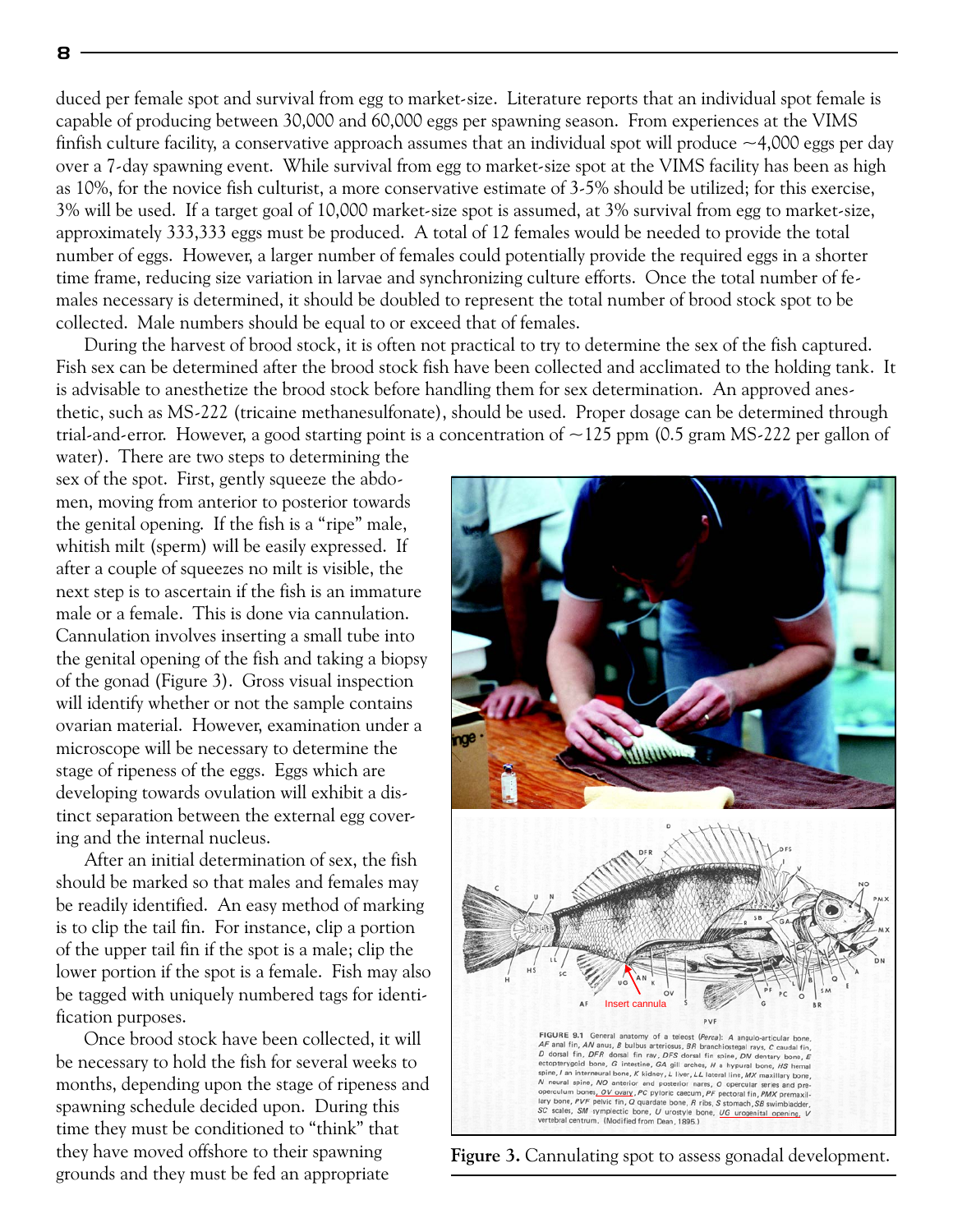duced per female spot and survival from egg to market-size. Literature reports that an individual spot female is capable of producing between 30,000 and 60,000 eggs per spawning season. From experiences at the VIMS finfish culture facility, a conservative approach assumes that an individual spot will produce ~4,000 eggs per day over a 7-day spawning event. While survival from egg to market-size spot at the VIMS facility has been as high as 10%, for the novice fish culturist, a more conservative estimate of 3-5% should be utilized; for this exercise, 3% will be used. If a target goal of 10,000 market-size spot is assumed, at 3% survival from egg to market-size, approximately 333,333 eggs must be produced. A total of 12 females would be needed to provide the total number of eggs. However, a larger number of females could potentially provide the required eggs in a shorter time frame, reducing size variation in larvae and synchronizing culture efforts. Once the total number of females necessary is determined, it should be doubled to represent the total number of brood stock spot to be collected. Male numbers should be equal to or exceed that of females.

During the harvest of brood stock, it is often not practical to try to determine the sex of the fish captured. Fish sex can be determined after the brood stock fish have been collected and acclimated to the holding tank. It is advisable to anesthetize the brood stock before handling them for sex determination. An approved anesthetic, such as MS-222 (tricaine methanesulfonate), should be used. Proper dosage can be determined through trial-and-error. However, a good starting point is a concentration of ~125 ppm (0.5 gram MS-222 per gallon of water). There are two steps to determining the sex of the spot. First, gently squeeze the abdomen, moving from anterior to posterior towards the genital opening. If the fish is a "ripe" male, whitish milt (sperm) will be easily expressed. If after a couple of squeezes no milt is visible, the next step is to ascertain if the fish is an immature male or a female. This is done via cannulation. Cannulation involves inserting a small tube into the genital opening of the fish and taking a biopsy of the gonad (Figure 3). Gross visual inspection will identify whether or not the sample contains ovarian material. However, examination under a microscope will be necessary to determine the stage of ripeness of the eggs. Eggs which are developing towards ovulation will exhibit a distinct separation between the external egg covering and the internal nucleus.

After an initial determination of sex, the fish should be marked so that males and females may be readily identified. An easy method of marking is to clip the tail fin. For instance, clip a portion of the upper tail fin if the spot is a male; clip the lower portion if the spot is a female. Fish may also be tagged with uniquely numbered tags for identification purposes.

Once brood stock have been collected, it will be necessary to hold the fish for several weeks to months, depending upon the stage of ripeness and spawning schedule decided upon. During this time they must be conditioned to "think" that they have moved offshore to their spawning grounds and they must be fed an appropriate

FIGURE 9.1 General anatomy of a teleost (*Perca*): *A* angulo-articular bone, *AF* anal fin, *AN* anus, *B* bulbus arteriosus, *BR* branchiostegal rays, *C* caudal fin, *D* dorsal fin, *DFR* dorsal fin ray, *DFS* dorsal fin spine, *DN* dentary bone, *E* ectopterygoid bone, *G* intestine, *GA* gill arches, *H* a hypural bone, *HS* hemal spine, *I* an interneural bone, *K* kidney, *L* liver, *LL* lateral line, *MX* maxillary bone, *N* neural spine, *NO* anterior and posterior nares, *O* opercular series and preoperculum bones, *OV* ovary, *PC* pyloric caecum, *PF* pectoral fin, *PMX* premaxillary bone, *PVF* pelvic fin, *Q* quadrate bone, *R* ribs, *S* stomach, *SB* swimbladder, *SC* scales, *SM* symplectic bone, *U* urostyle bone, *UG* urogenital opening, *V* vertebral centrum. (Modified from Dean, 1895.)

**Figure 3.** Cannulating spot to assess gonadal development.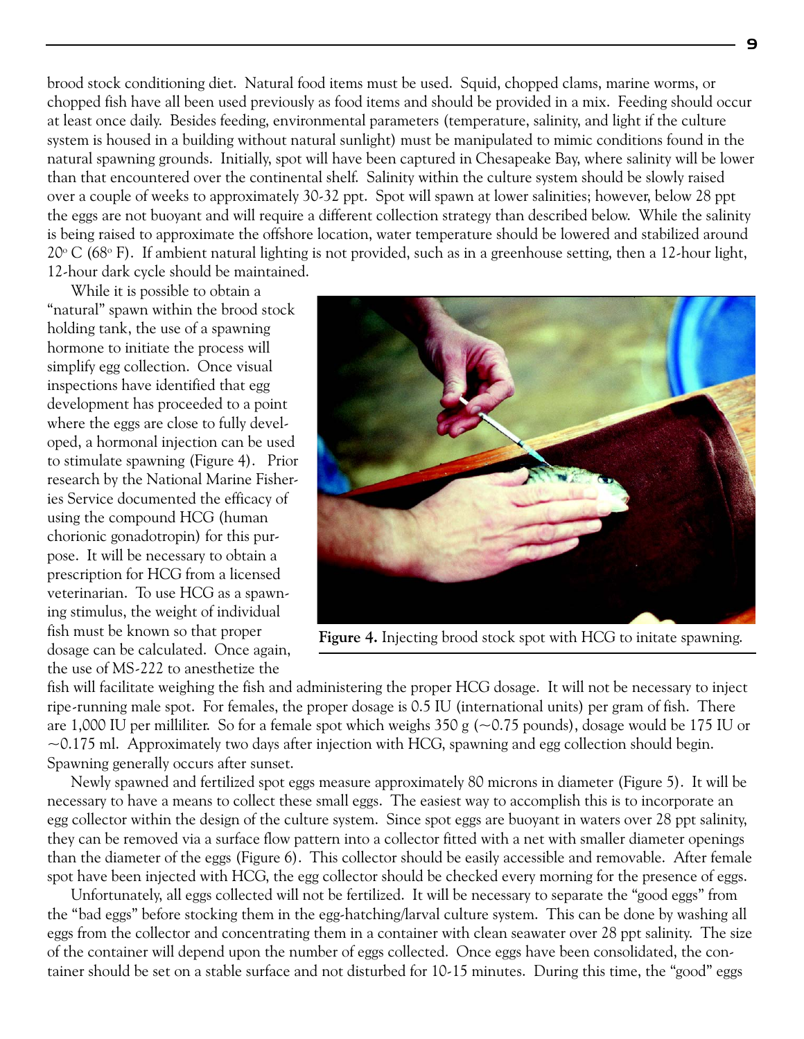brood stock conditioning diet. Natural food items must be used. Squid, chopped clams, marine worms, or chopped fish have all been used previously as food items and should be provided in a mix. Feeding should occur at least once daily. Besides feeding, environmental parameters (temperature, salinity, and light if the culture system is housed in a building without natural sunlight) must be manipulated to mimic conditions found in the natural spawning grounds. Initially, spot will have been captured in Chesapeake Bay, where salinity will be lower than that encountered over the continental shelf. Salinity within the culture system should be slowly raised over a couple of weeks to approximately 30-32 ppt. Spot will spawn at lower salinities; however, below 28 ppt the eggs are not buoyant and will require a different collection strategy than described below. While the salinity is being raised to approximate the offshore location, water temperature should be lowered and stabilized around 20° C (68° F). If ambient natural lighting is not provided, such as in a greenhouse setting, then a 12-hour light, 12-hour dark cycle should be maintained.

While it is possible to obtain a "natural" spawn within the brood stock holding tank, the use of a spawning hormone to initiate the process will simplify egg collection. Once visual inspections have identified that egg development has proceeded to a point where the eggs are close to fully developed, a hormonal injection can be used to stimulate spawning (Figure 4). Prior research by the National Marine Fisheries Service documented the efficacy of using the compound HCG (human chorionic gonadotropin) for this purpose. It will be necessary to obtain a prescription for HCG from a licensed veterinarian. To use HCG as a spawning stimulus, the weight of individual fish must be known so that proper dosage can be calculated. Once again, the use of MS-222 to anesthetize the fish will facilitate weighing the fish and administering the proper HCG dosage. It will not be necessary to inject ripe-running male spot. For females, the proper dosage is 0.5 IU (international units) per gram of fish. There are 1,000 IU per milliliter. So for a female spot which weighs 350 g (~0.75 pounds), dosage would be 175 IU or ~0.175 ml. Approximately two days after injection with HCG, spawning and egg collection should begin. Spawning generally occurs after sunset.

**Figure 4.** Injecting brood stock spot with HCG to initate spawning.

Newly spawned and fertilized spot eggs measure approximately 80 microns in diameter (Figure 5). It will be necessary to have a means to collect these small eggs. The easiest way to accomplish this is to incorporate an egg collector within the design of the culture system. Since spot eggs are buoyant in waters over 28 ppt salinity, they can be removed via a surface flow pattern into a collector fitted with a net with smaller diameter openings than the diameter of the eggs (Figure 6). This collector should be easily accessible and removable. After female spot have been injected with HCG, the egg collector should be checked every morning for the presence of eggs.

Unfortunately, all eggs collected will not be fertilized. It will be necessary to separate the "good eggs" from the "bad eggs" before stocking them in the egg-hatching/larval culture system. This can be done by washing all eggs from the collector and concentrating them in a container with clean seawater over 28 ppt salinity. The size of the container will depend upon the number of eggs collected. Once eggs have been consolidated, the container should be set on a stable surface and not disturbed for 10-15 minutes. During this time, the "good" eggs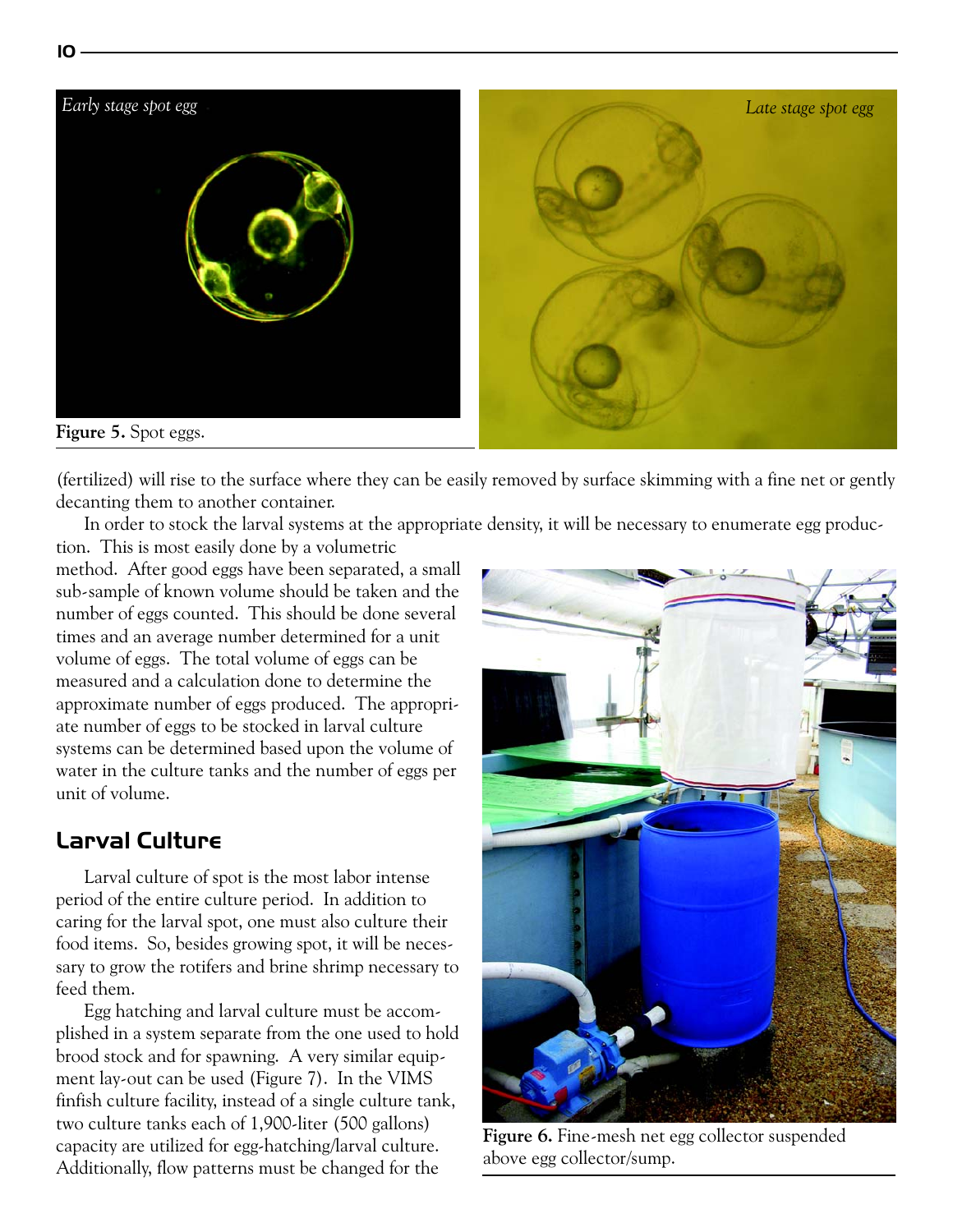*Early stage spot egg*

*Late stage spot egg*

**Figure 5.** Spot eggs.

(fertilized) will rise to the surface where they can be easily removed by surface skimming with a fine net or gently decanting them to another container.

In order to stock the larval systems at the appropriate density, it will be necessary to enumerate egg production. This is most easily done by a volumetric method. After good eggs have been separated, a small sub-sample of known volume should be taken and the number of eggs counted. This should be done several times and an average number determined for a unit volume of eggs. The total volume of eggs can be measured and a calculation done to determine the approximate number of eggs produced. The appropriate number of eggs to be stocked in larval culture systems can be determined based upon the volume of water in the culture tanks and the number of eggs per unit of volume.

## Larval Culture

Larval culture of spot is the most labor intense period of the entire culture period. In addition to caring for the larval spot, one must also culture their food items. So, besides growing spot, it will be necessary to grow the rotifers and brine shrimp necessary to feed them.

Egg hatching and larval culture must be accomplished in a system separate from the one used to hold brood stock and for spawning. A very similar equipment lay-out can be used (Figure 7). In the VIMS finfish culture facility, instead of a single culture tank, two culture tanks each of 1,900-liter (500 gallons) capacity are utilized for egg-hatching/larval culture. Additionally, flow patterns must be changed for the

**Figure 6.** Fine-mesh net egg collector suspended above egg collector/sump.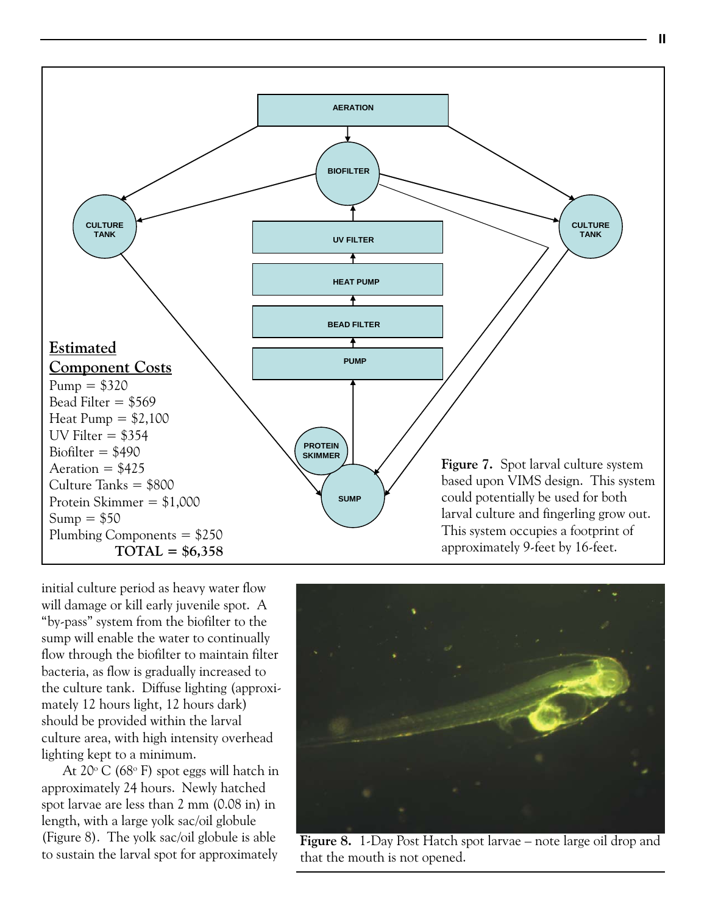AERATION

BIOFILTER

CULTURE TANK

CULTURE TANK

UV FILTER

HEAT PUMP

BEAD FILTER

PUMP

PROTEIN SKIMMER

SUMP

**Estimated Component Costs**

Pump = $320
Bead Filter = $569
Heat Pump = $2,100
UV Filter = $354
Biofilter = $490
Aeration = $425
Culture Tanks = $800
Protein Skimmer = $1,000
Sump = $50
Plumbing Components = $250
**TOTAL = $6,358**

**Figure 7.** Spot larval culture system based upon VIMS design. This system could potentially be used for both larval culture and fingerling grow out. This system occupies a footprint of approximately 9-feet by 16-feet.

initial culture period as heavy water flow will damage or kill early juvenile spot. A "by-pass" system from the biofilter to the sump will enable the water to continually flow through the biofilter to maintain filter bacteria, as flow is gradually increased to the culture tank. Diffuse lighting (approximately 12 hours light, 12 hours dark) should be provided within the larval culture area, with high intensity overhead lighting kept to a minimum.

At 20° C (68° F) spot eggs will hatch in approximately 24 hours. Newly hatched spot larvae are less than 2 mm (0.08 in) in length, with a large yolk sac/oil globule (Figure 8). The yolk sac/oil globule is able to sustain the larval spot for approximately

**Figure 8.** 1-Day Post Hatch spot larvae – note large oil drop and that the mouth is not opened.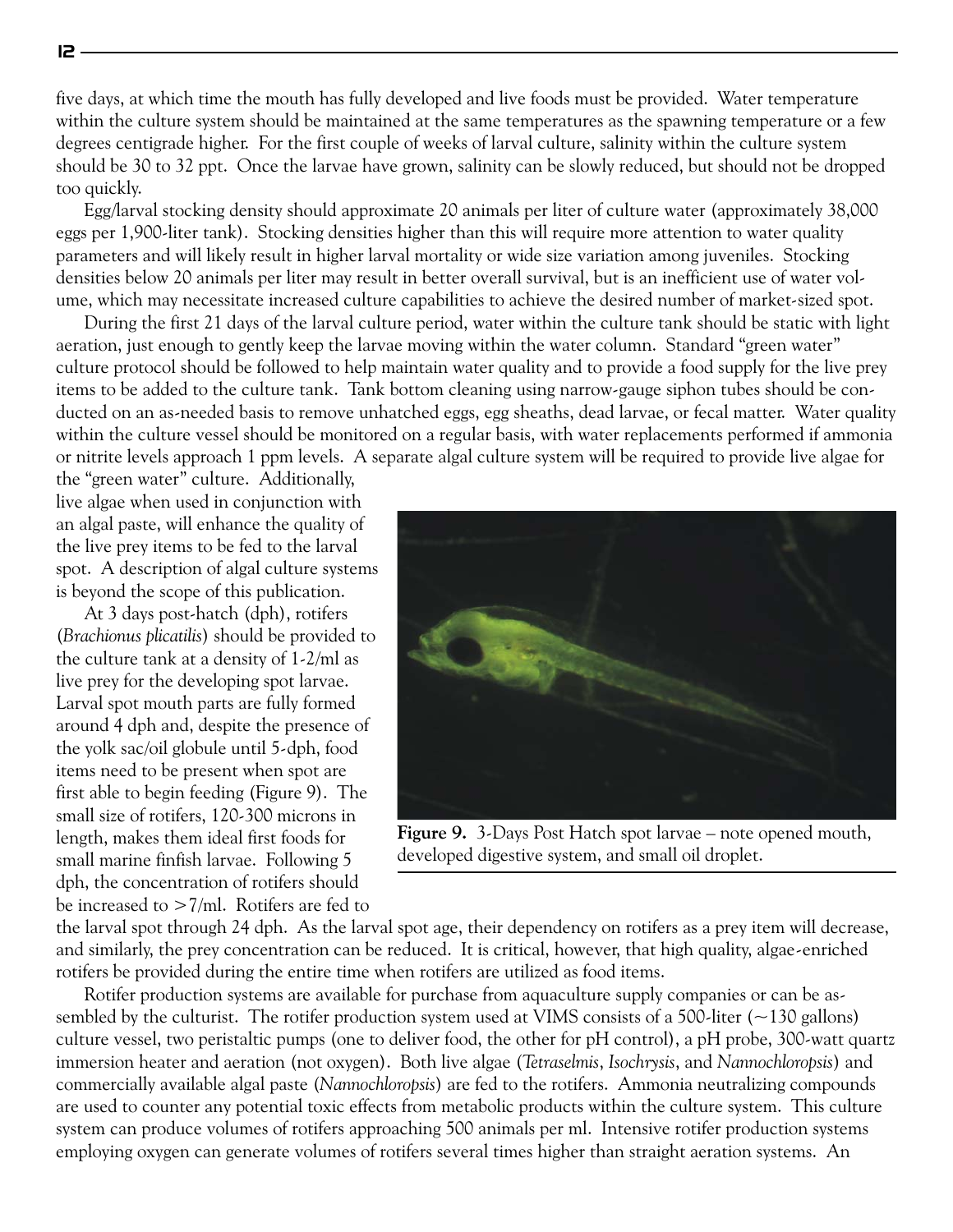five days, at which time the mouth has fully developed and live foods must be provided. Water temperature within the culture system should be maintained at the same temperatures as the spawning temperature or a few degrees centigrade higher. For the first couple of weeks of larval culture, salinity within the culture system should be 30 to 32 ppt. Once the larvae have grown, salinity can be slowly reduced, but should not be dropped too quickly.

Egg/larval stocking density should approximate 20 animals per liter of culture water (approximately 38,000 eggs per 1,900-liter tank). Stocking densities higher than this will require more attention to water quality parameters and will likely result in higher larval mortality or wide size variation among juveniles. Stocking densities below 20 animals per liter may result in better overall survival, but is an inefficient use of water volume, which may necessitate increased culture capabilities to achieve the desired number of market-sized spot.

During the first 21 days of the larval culture period, water within the culture tank should be static with light aeration, just enough to gently keep the larvae moving within the water column. Standard "green water" culture protocol should be followed to help maintain water quality and to provide a food supply for the live prey items to be added to the culture tank. Tank bottom cleaning using narrow-gauge siphon tubes should be conducted on an as-needed basis to remove unhatched eggs, egg sheaths, dead larvae, or fecal matter. Water quality within the culture vessel should be monitored on a regular basis, with water replacements performed if ammonia or nitrite levels approach 1 ppm levels. A separate algal culture system will be required to provide live algae for the "green water" culture. Additionally, live algae when used in conjunction with an algal paste, will enhance the quality of the live prey items to be fed to the larval spot. A description of algal culture systems is beyond the scope of this publication.

At 3 days post-hatch (dph), rotifers (*Brachionus plicatilis*) should be provided to the culture tank at a density of 1-2/ml as live prey for the developing spot larvae. Larval spot mouth parts are fully formed around 4 dph and, despite the presence of the yolk sac/oil globule until 5-dph, food items need to be present when spot are first able to begin feeding (Figure 9). The small size of rotifers, 120-300 microns in length, makes them ideal first foods for small marine finfish larvae. Following 5 dph, the concentration of rotifers should be increased to >7/ml. Rotifers are fed to the larval spot through 24 dph. As the larval spot age, their dependency on rotifers as a prey item will decrease, and similarly, the prey concentration can be reduced. It is critical, however, that high quality, algae-enriched rotifers be provided during the entire time when rotifers are utilized as food items.

**Figure 9.** 3-Days Post Hatch spot larvae – note opened mouth, developed digestive system, and small oil droplet.

Rotifer production systems are available for purchase from aquaculture supply companies or can be assembled by the culturist. The rotifer production system used at VIMS consists of a 500-liter (~130 gallons) culture vessel, two peristaltic pumps (one to deliver food, the other for pH control), a pH probe, 300-watt quartz immersion heater and aeration (not oxygen). Both live algae (*Tetraselmis*, *Isochrysis*, and *Nannochloropsis*) and commercially available algal paste (*Nannochloropsis*) are fed to the rotifers. Ammonia neutralizing compounds are used to counter any potential toxic effects from metabolic products within the culture system. This culture system can produce volumes of rotifers approaching 500 animals per ml. Intensive rotifer production systems employing oxygen can generate volumes of rotifers several times higher than straight aeration systems. An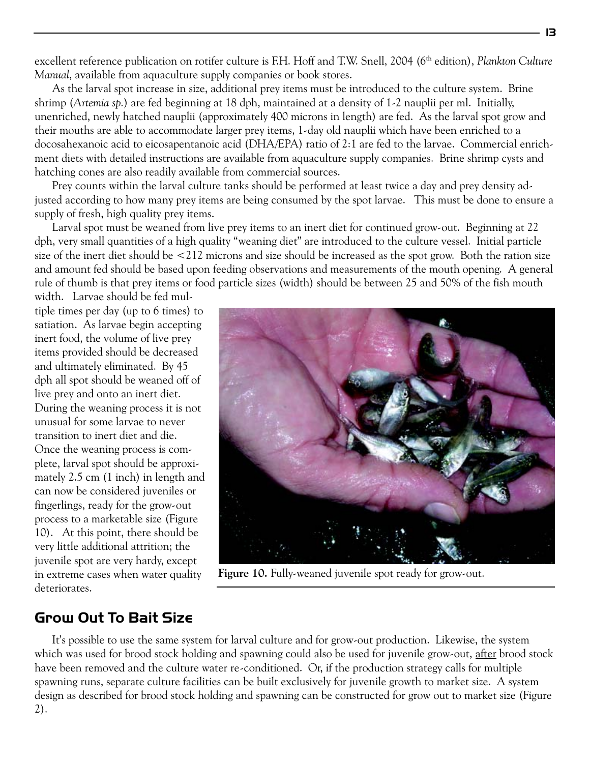excellent reference publication on rotifer culture is F.H. Hoff and T.W. Snell, 2004 (6th edition), *Plankton Culture Manual*, available from aquaculture supply companies or book stores.

As the larval spot increase in size, additional prey items must be introduced to the culture system. Brine shrimp (*Artemia sp.*) are fed beginning at 18 dph, maintained at a density of 1-2 nauplii per ml. Initially, unenriched, newly hatched nauplii (approximately 400 microns in length) are fed. As the larval spot grow and their mouths are able to accommodate larger prey items, 1-day old nauplii which have been enriched to a docosahexanoic acid to eicosapentanoic acid (DHA/EPA) ratio of 2:1 are fed to the larvae. Commercial enrichment diets with detailed instructions are available from aquaculture supply companies. Brine shrimp cysts and hatching cones are also readily available from commercial sources.

Prey counts within the larval culture tanks should be performed at least twice a day and prey density adjusted according to how many prey items are being consumed by the spot larvae. This must be done to ensure a supply of fresh, high quality prey items.

Larval spot must be weaned from live prey items to an inert diet for continued grow-out. Beginning at 22 dph, very small quantities of a high quality "weaning diet" are introduced to the culture vessel. Initial particle size of the inert diet should be <212 microns and size should be increased as the spot grow. Both the ration size and amount fed should be based upon feeding observations and measurements of the mouth opening. A general rule of thumb is that prey items or food particle sizes (width) should be between 25 and 50% of the fish mouth width. Larvae should be fed multiple times per day (up to 6 times) to satiation. As larvae begin accepting inert food, the volume of live prey items provided should be decreased and ultimately eliminated. By 45 dph all spot should be weaned off of live prey and onto an inert diet. During the weaning process it is not unusual for some larvae to never transition to inert diet and die. Once the weaning process is complete, larval spot should be approximately 2.5 cm (1 inch) in length and can now be considered juveniles or fingerlings, ready for the grow-out process to a marketable size (Figure 10). At this point, there should be very little additional attrition; the juvenile spot are very hardy, except in extreme cases when water quality deteriorates.

**Figure 10.** Fully-weaned juvenile spot ready for grow-out.

## Grow Out To Bait Size

It's possible to use the same system for larval culture and for grow-out production. Likewise, the system which was used for brood stock holding and spawning could also be used for juvenile grow-out, after brood stock have been removed and the culture water re-conditioned. Or, if the production strategy calls for multiple spawning runs, separate culture facilities can be built exclusively for juvenile growth to market size. A system design as described for brood stock holding and spawning can be constructed for grow out to market size (Figure 2).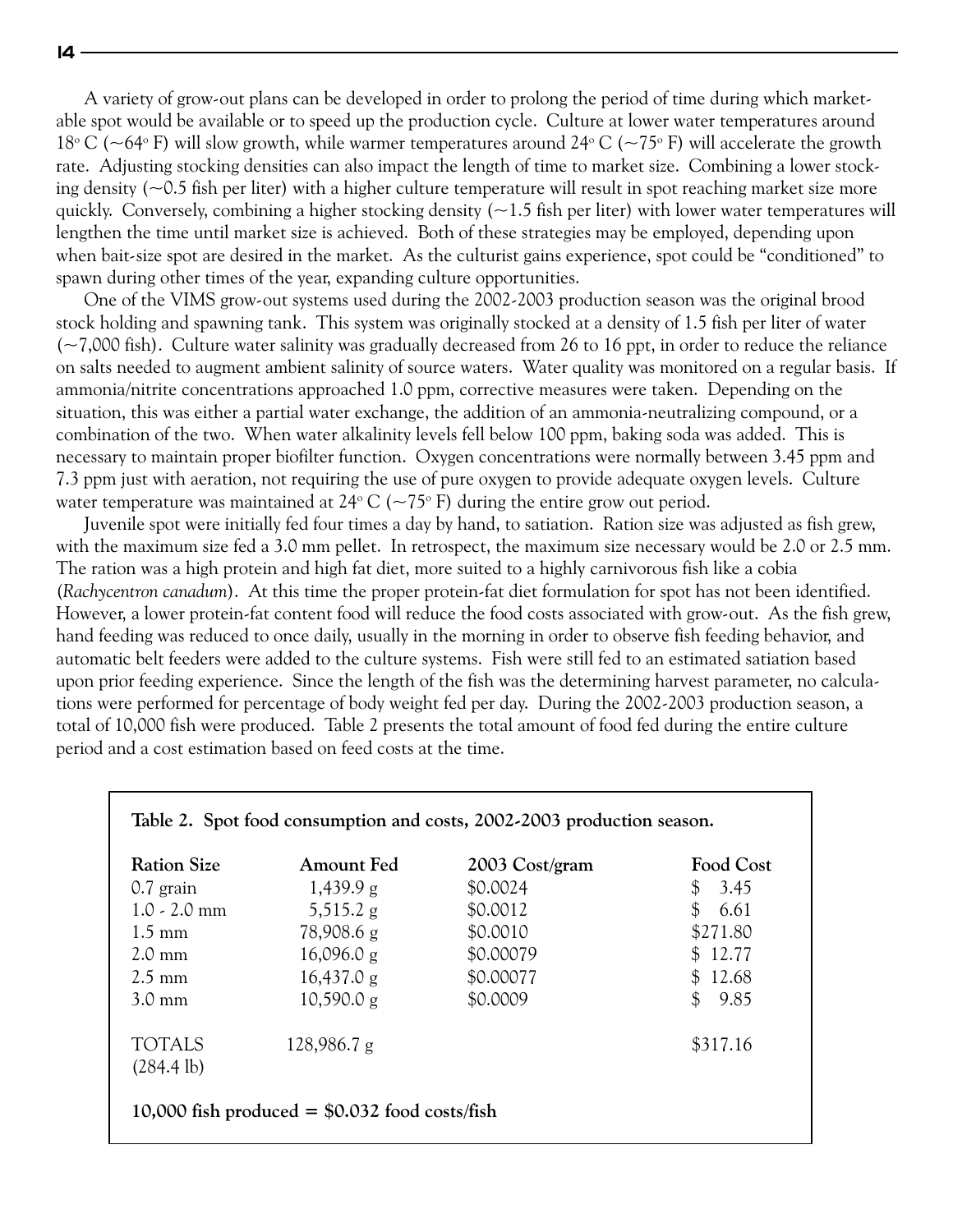A variety of grow-out plans can be developed in order to prolong the period of time during which marketable spot would be available or to speed up the production cycle. Culture at lower water temperatures around 18° C (~64° F) will slow growth, while warmer temperatures around 24° C (~75° F) will accelerate the growth rate. Adjusting stocking densities can also impact the length of time to market size. Combining a lower stocking density (~0.5 fish per liter) with a higher culture temperature will result in spot reaching market size more quickly. Conversely, combining a higher stocking density (~1.5 fish per liter) with lower water temperatures will lengthen the time until market size is achieved. Both of these strategies may be employed, depending upon when bait-size spot are desired in the market. As the culturist gains experience, spot could be "conditioned" to spawn during other times of the year, expanding culture opportunities.

One of the VIMS grow-out systems used during the 2002-2003 production season was the original brood stock holding and spawning tank. This system was originally stocked at a density of 1.5 fish per liter of water (~7,000 fish). Culture water salinity was gradually decreased from 26 to 16 ppt, in order to reduce the reliance on salts needed to augment ambient salinity of source waters. Water quality was monitored on a regular basis. If ammonia/nitrite concentrations approached 1.0 ppm, corrective measures were taken. Depending on the situation, this was either a partial water exchange, the addition of an ammonia-neutralizing compound, or a combination of the two. When water alkalinity levels fell below 100 ppm, baking soda was added. This is necessary to maintain proper biofilter function. Oxygen concentrations were normally between 3.45 ppm and 7.3 ppm just with aeration, not requiring the use of pure oxygen to provide adequate oxygen levels. Culture water temperature was maintained at 24° C (~75° F) during the entire grow out period.

Juvenile spot were initially fed four times a day by hand, to satiation. Ration size was adjusted as fish grew, with the maximum size fed a 3.0 mm pellet. In retrospect, the maximum size necessary would be 2.0 or 2.5 mm. The ration was a high protein and high fat diet, more suited to a highly carnivorous fish like a cobia (*Rachycentron canadum*). At this time the proper protein-fat diet formulation for spot has not been identified. However, a lower protein-fat content food will reduce the food costs associated with grow-out. As the fish grew, hand feeding was reduced to once daily, usually in the morning in order to observe fish feeding behavior, and automatic belt feeders were added to the culture systems. Fish were still fed to an estimated satiation based upon prior feeding experience. Since the length of the fish was the determining harvest parameter, no calculations were performed for percentage of body weight fed per day. During the 2002-2003 production season, a total of 10,000 fish were produced. Table 2 presents the total amount of food fed during the entire culture period and a cost estimation based on feed costs at the time.

**Table 2. Spot food consumption and costs, 2002-2003 production season.**

| Ration Size | Amount Fed | 2003 Cost/gram | Food Cost |
|---|---|---|---|
| 0.7 grain | 1,439.9 g | $0.0024 | $ 3.45 |
| 1.0 - 2.0 mm | 5,515.2 g | $0.0012 | $ 6.61 |
| 1.5 mm | 78,908.6 g | $0.0010 | $271.80 |
| 2.0 mm | 16,096.0 g | $0.00079 | $ 12.77 |
| 2.5 mm | 16,437.0 g | $0.00077 | $ 12.68 |
| 3.0 mm | 10,590.0 g | $0.0009 | $ 9.85 |
| TOTALS (284.4 lb) | 128,986.7 g | | $317.16 |

**10,000 fish produced = $0.032 food costs/fish**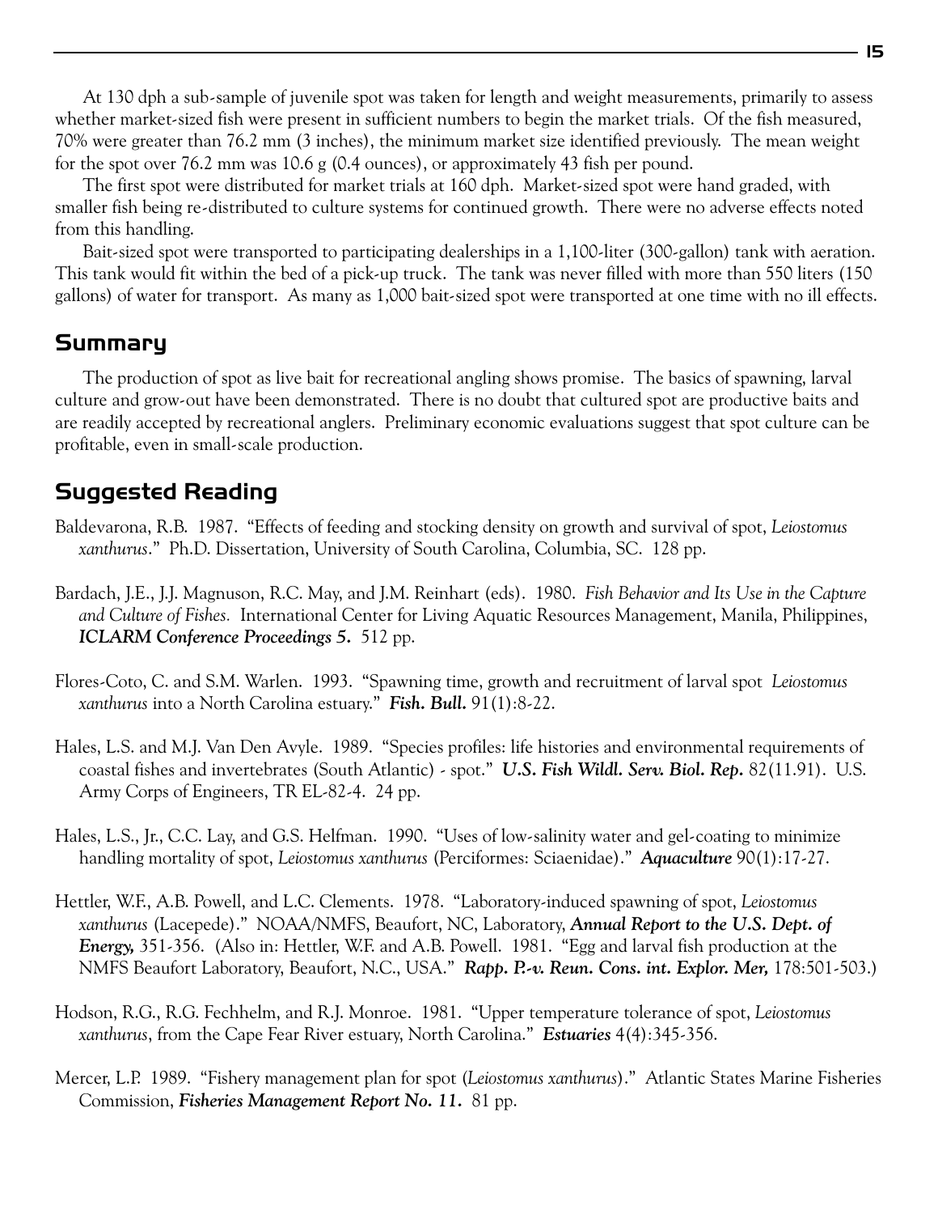At 130 dph a sub-sample of juvenile spot was taken for length and weight measurements, primarily to assess whether market-sized fish were present in sufficient numbers to begin the market trials. Of the fish measured, 70% were greater than 76.2 mm (3 inches), the minimum market size identified previously. The mean weight for the spot over 76.2 mm was 10.6 g (0.4 ounces), or approximately 43 fish per pound.

The first spot were distributed for market trials at 160 dph. Market-sized spot were hand graded, with smaller fish being re-distributed to culture systems for continued growth. There were no adverse effects noted from this handling.

Bait-sized spot were transported to participating dealerships in a 1,100-liter (300-gallon) tank with aeration. This tank would fit within the bed of a pick-up truck. The tank was never filled with more than 550 liters (150 gallons) of water for transport. As many as 1,000 bait-sized spot were transported at one time with no ill effects.

## Summary

The production of spot as live bait for recreational angling shows promise. The basics of spawning, larval culture and grow-out have been demonstrated. There is no doubt that cultured spot are productive baits and are readily accepted by recreational anglers. Preliminary economic evaluations suggest that spot culture can be profitable, even in small-scale production.

## Suggested Reading

Baldevarona, R.B. 1987. "Effects of feeding and stocking density on growth and survival of spot, *Leiostomus xanthurus*." Ph.D. Dissertation, University of South Carolina, Columbia, SC. 128 pp.

Bardach, J.E., J.J. Magnuson, R.C. May, and J.M. Reinhart (eds). 1980. *Fish Behavior and Its Use in the Capture and Culture of Fishes.* International Center for Living Aquatic Resources Management, Manila, Philippines, ***ICLARM Conference Proceedings 5.*** 512 pp.

Flores-Coto, C. and S.M. Warlen. 1993. "Spawning time, growth and recruitment of larval spot *Leiostomus xanthurus* into a North Carolina estuary." ***Fish. Bull.*** 91(1):8-22.

Hales, L.S. and M.J. Van Den Avyle. 1989. "Species profiles: life histories and environmental requirements of coastal fishes and invertebrates (South Atlantic) - spot." ***U.S. Fish Wildl. Serv. Biol. Rep.*** 82(11.91). U.S. Army Corps of Engineers, TR EL-82-4. 24 pp.

Hales, L.S., Jr., C.C. Lay, and G.S. Helfman. 1990. "Uses of low-salinity water and gel-coating to minimize handling mortality of spot, *Leiostomus xanthurus* (Perciformes: Sciaenidae)." ***Aquaculture*** 90(1):17-27.

Hettler, W.F., A.B. Powell, and L.C. Clements. 1978. "Laboratory-induced spawning of spot, *Leiostomus xanthurus* (Lacepede)." NOAA/NMFS, Beaufort, NC, Laboratory, ***Annual Report to the U.S. Dept. of Energy,*** 351-356. (Also in: Hettler, W.F. and A.B. Powell. 1981. "Egg and larval fish production at the NMFS Beaufort Laboratory, Beaufort, N.C., USA." ***Rapp. P.-v. Reun. Cons. int. Explor. Mer,*** 178:501-503.)

Hodson, R.G., R.G. Fechhelm, and R.J. Monroe. 1981. "Upper temperature tolerance of spot, *Leiostomus xanthurus*, from the Cape Fear River estuary, North Carolina." ***Estuaries*** 4(4):345-356.

Mercer, L.P. 1989. "Fishery management plan for spot (*Leiostomus xanthurus*)." Atlantic States Marine Fisheries Commission, ***Fisheries Management Report No. 11.*** 81 pp.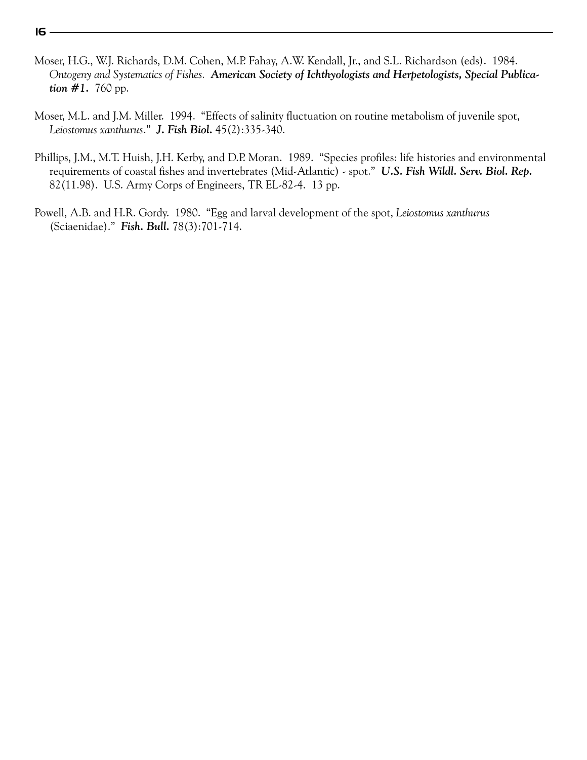Moser, H.G., W.J. Richards, D.M. Cohen, M.P. Fahay, A.W. Kendall, Jr., and S.L. Richardson (eds). 1984. *Ontogeny and Systematics of Fishes.* ***American Society of Ichthyologists and Herpetologists, Special Publication #1.*** 760 pp.

Moser, M.L. and J.M. Miller. 1994. "Effects of salinity fluctuation on routine metabolism of juvenile spot, *Leiostomus xanthurus*." ***J. Fish Biol.*** 45(2):335-340.

Phillips, J.M., M.T. Huish, J.H. Kerby, and D.P. Moran. 1989. "Species profiles: life histories and environmental requirements of coastal fishes and invertebrates (Mid-Atlantic) - spot." ***U.S. Fish Wildl. Serv. Biol. Rep.*** 82(11.98). U.S. Army Corps of Engineers, TR EL-82-4. 13 pp.

Powell, A.B. and H.R. Gordy. 1980. "Egg and larval development of the spot, *Leiostomus xanthurus* (Sciaenidae)." ***Fish. Bull.*** 78(3):701-714.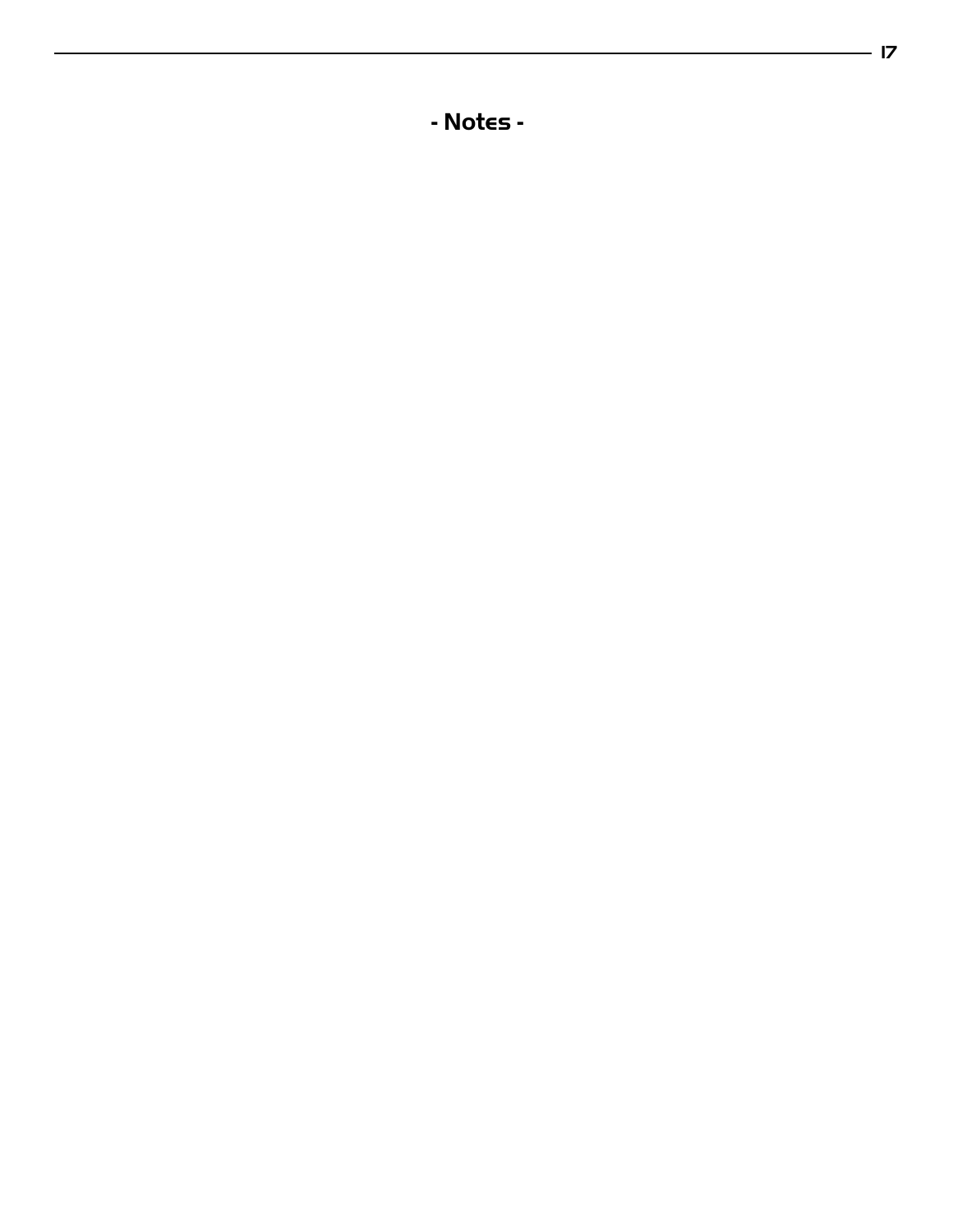## - Notes -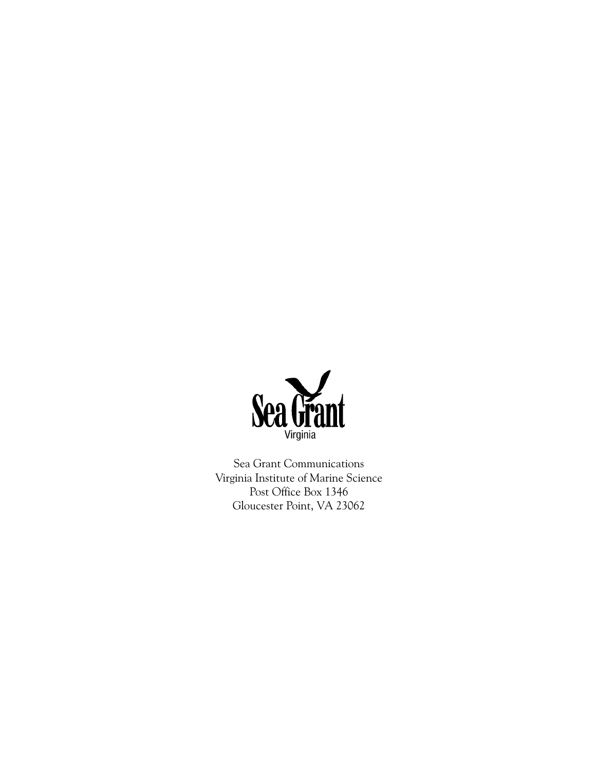Sea Grant
Virginia

Sea Grant Communications
Virginia Institute of Marine Science
Post Office Box 1346
Gloucester Point, VA 23062